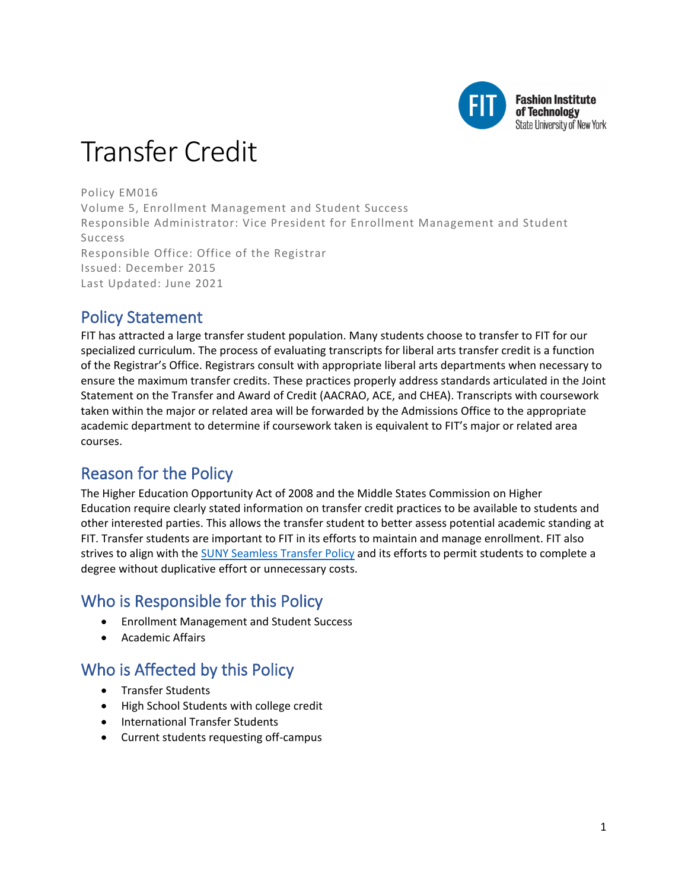# Transfer Credit

Policy EM016
Volume 5, Enrollment Management and Student Success
Responsible Administrator: Vice President for Enrollment Management and Student Success
Responsible Office: Office of the Registrar
Issued: December 2015
Last Updated: June 2021

## Policy Statement

FIT has attracted a large transfer student population. Many students choose to transfer to FIT for our specialized curriculum. The process of evaluating transcripts for liberal arts transfer credit is a function of the Registrar's Office. Registrars consult with appropriate liberal arts departments when necessary to ensure the maximum transfer credits. These practices properly address standards articulated in the Joint Statement on the Transfer and Award of Credit (AACRAO, ACE, and CHEA). Transcripts with coursework taken within the major or related area will be forwarded by the Admissions Office to the appropriate academic department to determine if coursework taken is equivalent to FIT's major or related area courses.

## Reason for the Policy

The Higher Education Opportunity Act of 2008 and the Middle States Commission on Higher Education require clearly stated information on transfer credit practices to be available to students and other interested parties. This allows the transfer student to better assess potential academic standing at FIT. Transfer students are important to FIT in its efforts to maintain and manage enrollment. FIT also strives to align with the SUNY Seamless Transfer Policy and its efforts to permit students to complete a degree without duplicative effort or unnecessary costs.

## Who is Responsible for this Policy

- Enrollment Management and Student Success
- Academic Affairs

## Who is Affected by this Policy

- Transfer Students
- High School Students with college credit
- International Transfer Students
- Current students requesting off-campus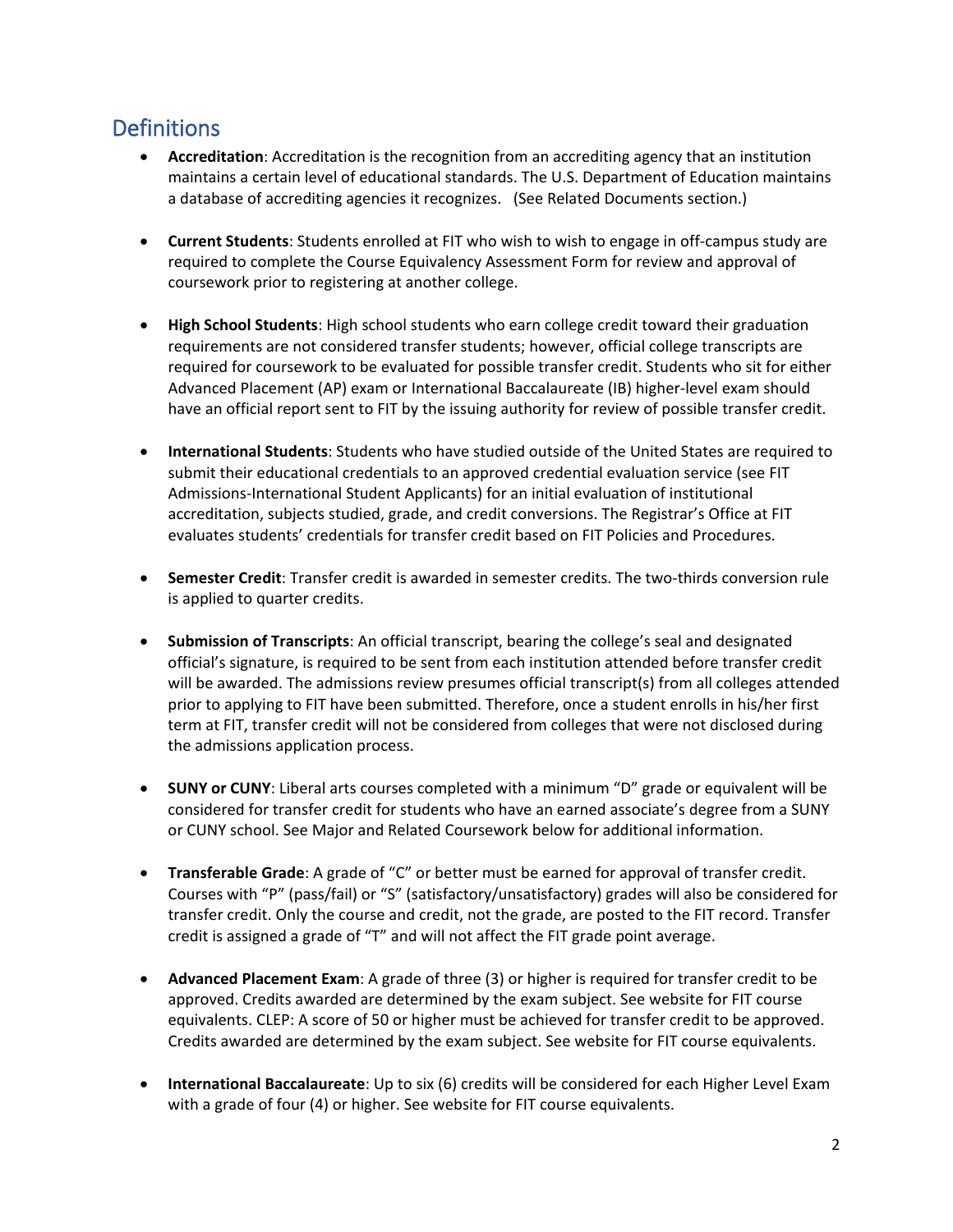## Definitions

- **Accreditation**: Accreditation is the recognition from an accrediting agency that an institution maintains a certain level of educational standards. The U.S. Department of Education maintains a database of accrediting agencies it recognizes. (See Related Documents section.)

- **Current Students**: Students enrolled at FIT who wish to wish to engage in off-campus study are required to complete the Course Equivalency Assessment Form for review and approval of coursework prior to registering at another college.

- **High School Students**: High school students who earn college credit toward their graduation requirements are not considered transfer students; however, official college transcripts are required for coursework to be evaluated for possible transfer credit. Students who sit for either Advanced Placement (AP) exam or International Baccalaureate (IB) higher-level exam should have an official report sent to FIT by the issuing authority for review of possible transfer credit.

- **International Students**: Students who have studied outside of the United States are required to submit their educational credentials to an approved credential evaluation service (see FIT Admissions-International Student Applicants) for an initial evaluation of institutional accreditation, subjects studied, grade, and credit conversions. The Registrar's Office at FIT evaluates students' credentials for transfer credit based on FIT Policies and Procedures.

- **Semester Credit**: Transfer credit is awarded in semester credits. The two-thirds conversion rule is applied to quarter credits.

- **Submission of Transcripts**: An official transcript, bearing the college's seal and designated official's signature, is required to be sent from each institution attended before transfer credit will be awarded. The admissions review presumes official transcript(s) from all colleges attended prior to applying to FIT have been submitted. Therefore, once a student enrolls in his/her first term at FIT, transfer credit will not be considered from colleges that were not disclosed during the admissions application process.

- **SUNY or CUNY**: Liberal arts courses completed with a minimum "D" grade or equivalent will be considered for transfer credit for students who have an earned associate's degree from a SUNY or CUNY school. See Major and Related Coursework below for additional information.

- **Transferable Grade**: A grade of "C" or better must be earned for approval of transfer credit. Courses with "P" (pass/fail) or "S" (satisfactory/unsatisfactory) grades will also be considered for transfer credit. Only the course and credit, not the grade, are posted to the FIT record. Transfer credit is assigned a grade of "T" and will not affect the FIT grade point average.

- **Advanced Placement Exam**: A grade of three (3) or higher is required for transfer credit to be approved. Credits awarded are determined by the exam subject. See website for FIT course equivalents. CLEP: A score of 50 or higher must be achieved for transfer credit to be approved. Credits awarded are determined by the exam subject. See website for FIT course equivalents.

- **International Baccalaureate**: Up to six (6) credits will be considered for each Higher Level Exam with a grade of four (4) or higher. See website for FIT course equivalents.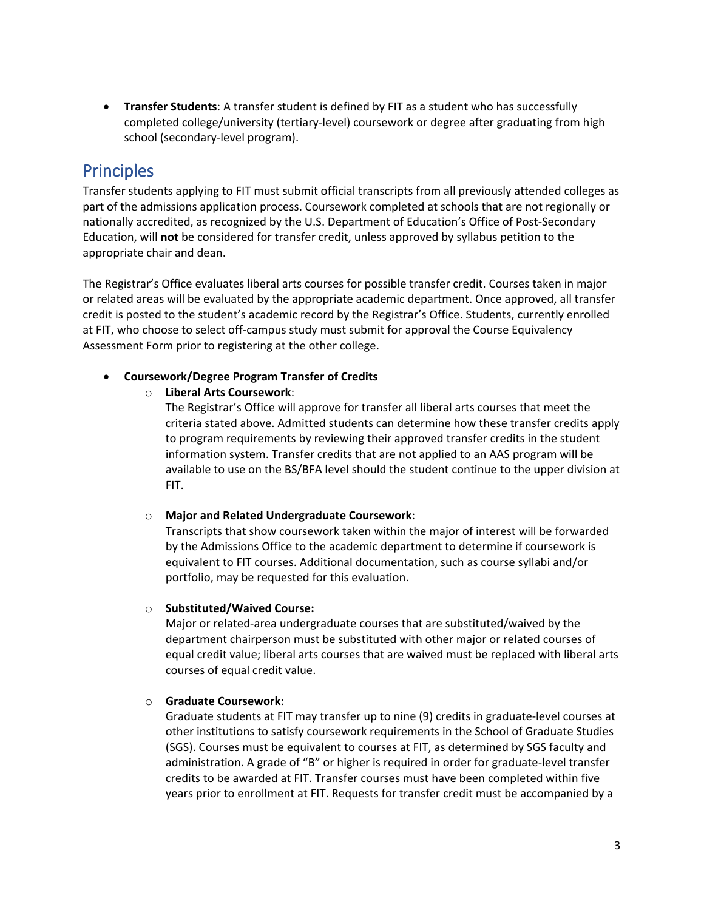- **Transfer Students**: A transfer student is defined by FIT as a student who has successfully completed college/university (tertiary-level) coursework or degree after graduating from high school (secondary-level program).

## Principles

Transfer students applying to FIT must submit official transcripts from all previously attended colleges as part of the admissions application process. Coursework completed at schools that are not regionally or nationally accredited, as recognized by the U.S. Department of Education's Office of Post-Secondary Education, will **not** be considered for transfer credit, unless approved by syllabus petition to the appropriate chair and dean.

The Registrar's Office evaluates liberal arts courses for possible transfer credit. Courses taken in major or related areas will be evaluated by the appropriate academic department. Once approved, all transfer credit is posted to the student's academic record by the Registrar's Office. Students, currently enrolled at FIT, who choose to select off-campus study must submit for approval the Course Equivalency Assessment Form prior to registering at the other college.

- **Coursework/Degree Program Transfer of Credits**
  - **Liberal Arts Coursework**:
    The Registrar's Office will approve for transfer all liberal arts courses that meet the criteria stated above. Admitted students can determine how these transfer credits apply to program requirements by reviewing their approved transfer credits in the student information system. Transfer credits that are not applied to an AAS program will be available to use on the BS/BFA level should the student continue to the upper division at FIT.

  - **Major and Related Undergraduate Coursework**:
    Transcripts that show coursework taken within the major of interest will be forwarded by the Admissions Office to the academic department to determine if coursework is equivalent to FIT courses. Additional documentation, such as course syllabi and/or portfolio, may be requested for this evaluation.

  - **Substituted/Waived Course:**
    Major or related-area undergraduate courses that are substituted/waived by the department chairperson must be substituted with other major or related courses of equal credit value; liberal arts courses that are waived must be replaced with liberal arts courses of equal credit value.

  - **Graduate Coursework**:
    Graduate students at FIT may transfer up to nine (9) credits in graduate-level courses at other institutions to satisfy coursework requirements in the School of Graduate Studies (SGS). Courses must be equivalent to courses at FIT, as determined by SGS faculty and administration. A grade of "B" or higher is required in order for graduate-level transfer credits to be awarded at FIT. Transfer courses must have been completed within five years prior to enrollment at FIT. Requests for transfer credit must be accompanied by a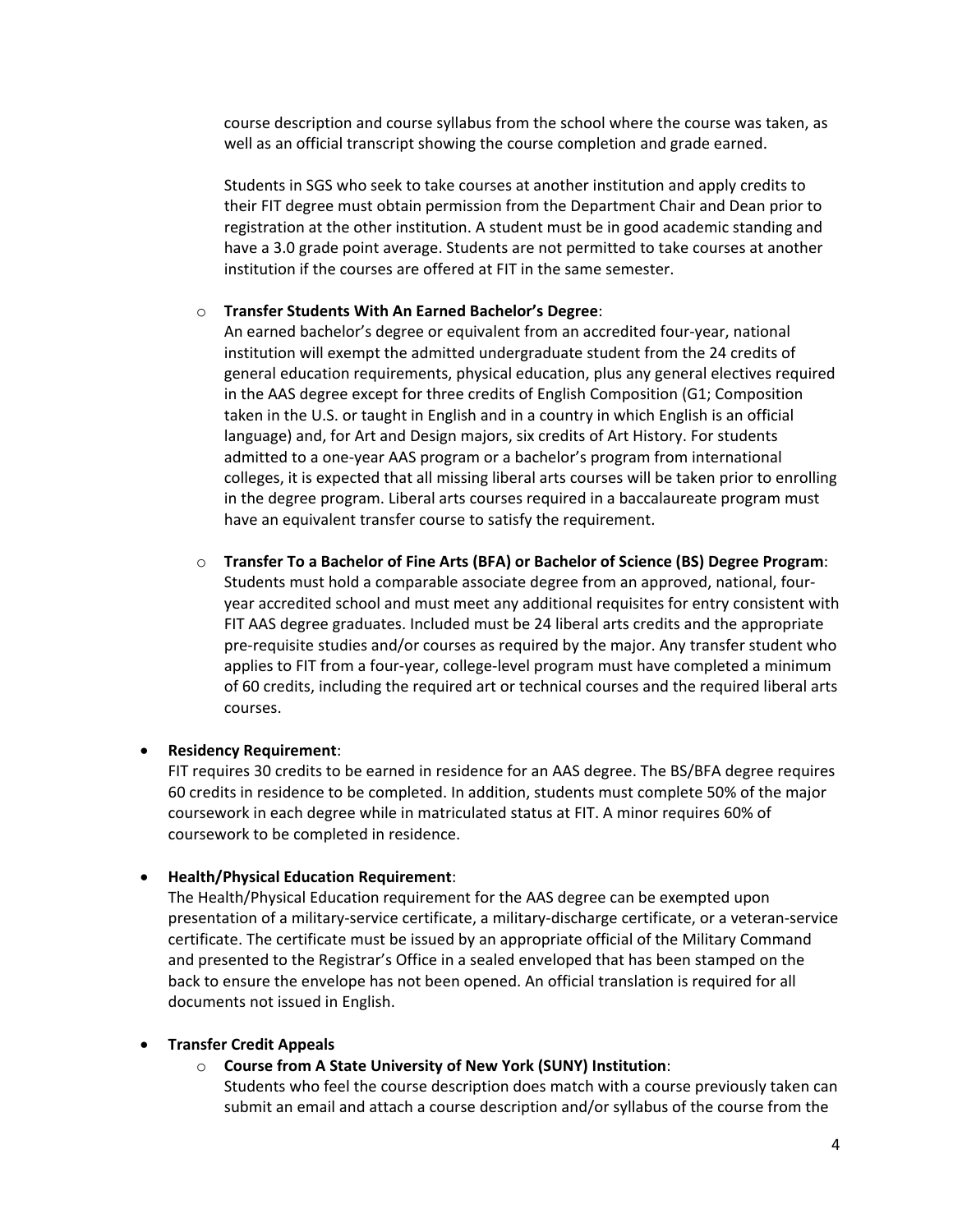course description and course syllabus from the school where the course was taken, as well as an official transcript showing the course completion and grade earned.

Students in SGS who seek to take courses at another institution and apply credits to their FIT degree must obtain permission from the Department Chair and Dean prior to registration at the other institution. A student must be in good academic standing and have a 3.0 grade point average. Students are not permitted to take courses at another institution if the courses are offered at FIT in the same semester.

- **Transfer Students With An Earned Bachelor's Degree**:
  An earned bachelor's degree or equivalent from an accredited four-year, national institution will exempt the admitted undergraduate student from the 24 credits of general education requirements, physical education, plus any general electives required in the AAS degree except for three credits of English Composition (G1; Composition taken in the U.S. or taught in English and in a country in which English is an official language) and, for Art and Design majors, six credits of Art History. For students admitted to a one-year AAS program or a bachelor's program from international colleges, it is expected that all missing liberal arts courses will be taken prior to enrolling in the degree program. Liberal arts courses required in a baccalaureate program must have an equivalent transfer course to satisfy the requirement.

- **Transfer To a Bachelor of Fine Arts (BFA) or Bachelor of Science (BS) Degree Program**:
  Students must hold a comparable associate degree from an approved, national, four-year accredited school and must meet any additional requisites for entry consistent with FIT AAS degree graduates. Included must be 24 liberal arts credits and the appropriate pre-requisite studies and/or courses as required by the major. Any transfer student who applies to FIT from a four-year, college-level program must have completed a minimum of 60 credits, including the required art or technical courses and the required liberal arts courses.

- **Residency Requirement**:
  FIT requires 30 credits to be earned in residence for an AAS degree. The BS/BFA degree requires 60 credits in residence to be completed. In addition, students must complete 50% of the major coursework in each degree while in matriculated status at FIT. A minor requires 60% of coursework to be completed in residence.

- **Health/Physical Education Requirement**:
  The Health/Physical Education requirement for the AAS degree can be exempted upon presentation of a military-service certificate, a military-discharge certificate, or a veteran-service certificate. The certificate must be issued by an appropriate official of the Military Command and presented to the Registrar's Office in a sealed enveloped that has been stamped on the back to ensure the envelope has not been opened. An official translation is required for all documents not issued in English.

- **Transfer Credit Appeals**
  - **Course from A State University of New York (SUNY) Institution**:
    Students who feel the course description does match with a course previously taken can submit an email and attach a course description and/or syllabus of the course from the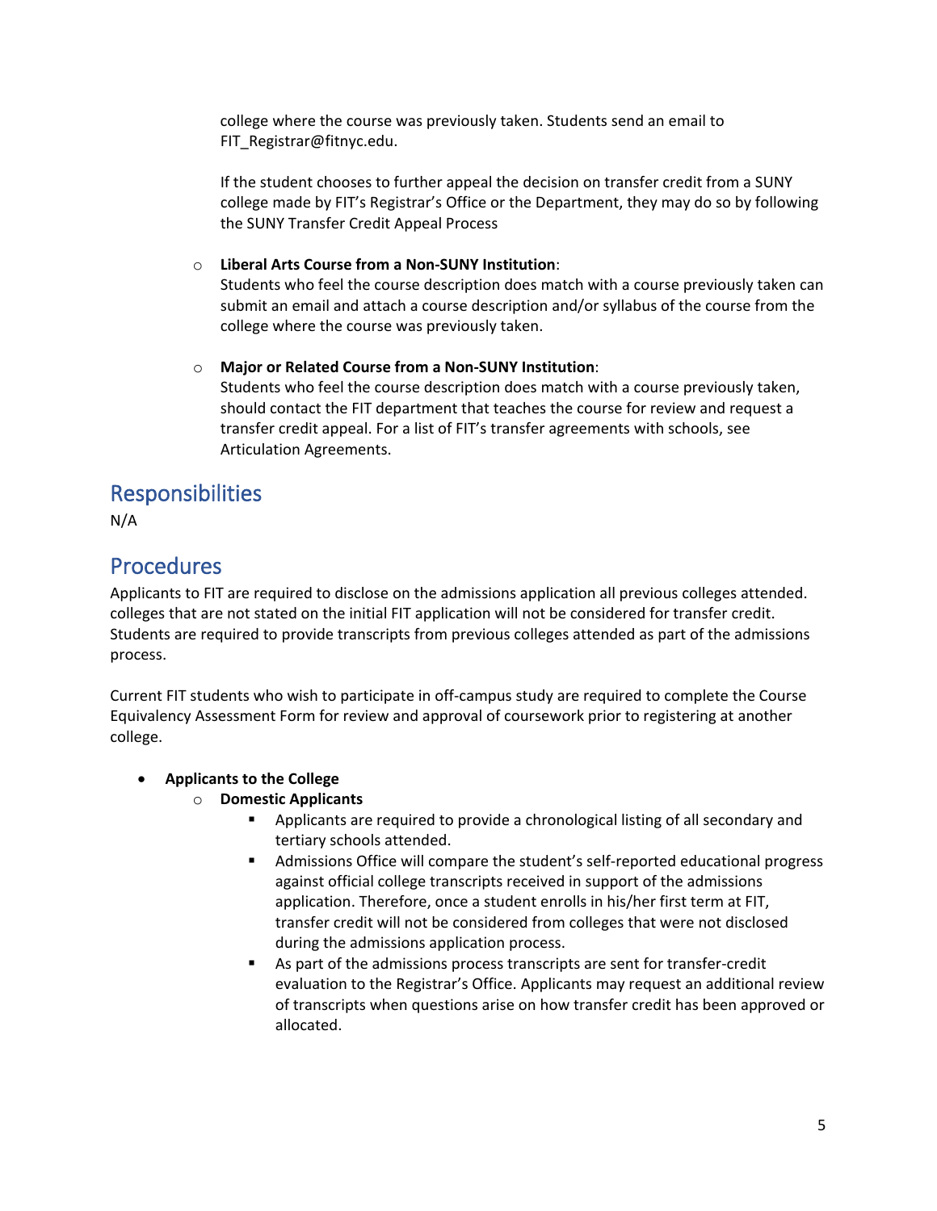college where the course was previously taken. Students send an email to FIT_Registrar@fitnyc.edu.

If the student chooses to further appeal the decision on transfer credit from a SUNY college made by FIT's Registrar's Office or the Department, they may do so by following the SUNY Transfer Credit Appeal Process

- **Liberal Arts Course from a Non-SUNY Institution**:
  Students who feel the course description does match with a course previously taken can submit an email and attach a course description and/or syllabus of the course from the college where the course was previously taken.

- **Major or Related Course from a Non-SUNY Institution**:
  Students who feel the course description does match with a course previously taken, should contact the FIT department that teaches the course for review and request a transfer credit appeal. For a list of FIT's transfer agreements with schools, see Articulation Agreements.

## Responsibilities

N/A

## Procedures

Applicants to FIT are required to disclose on the admissions application all previous colleges attended. colleges that are not stated on the initial FIT application will not be considered for transfer credit. Students are required to provide transcripts from previous colleges attended as part of the admissions process.

Current FIT students who wish to participate in off-campus study are required to complete the Course Equivalency Assessment Form for review and approval of coursework prior to registering at another college.

- **Applicants to the College**
  - **Domestic Applicants**
    - Applicants are required to provide a chronological listing of all secondary and tertiary schools attended.
    - Admissions Office will compare the student's self-reported educational progress against official college transcripts received in support of the admissions application. Therefore, once a student enrolls in his/her first term at FIT, transfer credit will not be considered from colleges that were not disclosed during the admissions application process.
    - As part of the admissions process transcripts are sent for transfer-credit evaluation to the Registrar's Office. Applicants may request an additional review of transcripts when questions arise on how transfer credit has been approved or allocated.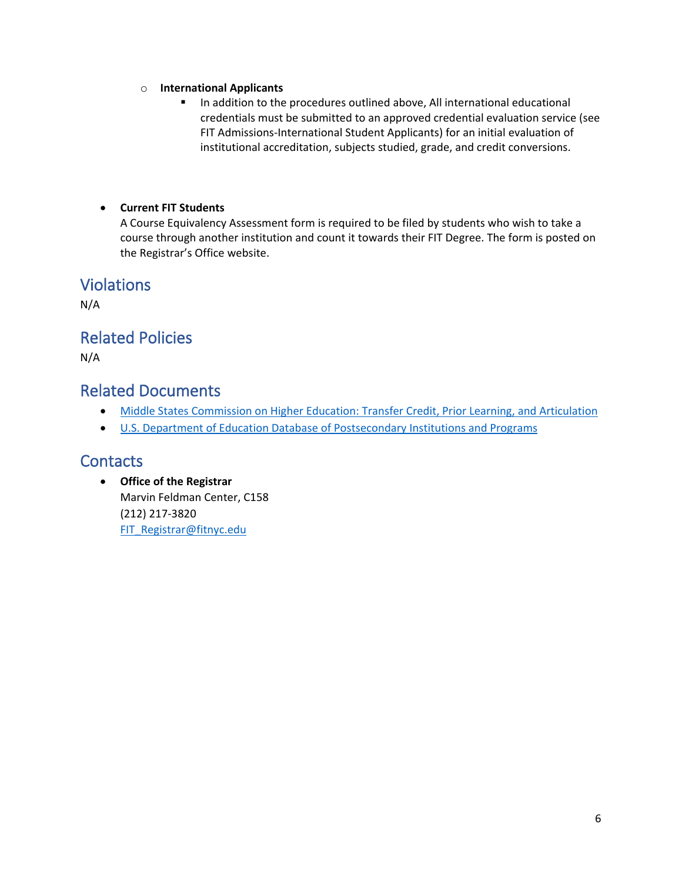- **International Applicants**
  - In addition to the procedures outlined above, All international educational credentials must be submitted to an approved credential evaluation service (see FIT Admissions-International Student Applicants) for an initial evaluation of institutional accreditation, subjects studied, grade, and credit conversions.

- **Current FIT Students**
  A Course Equivalency Assessment form is required to be filed by students who wish to take a course through another institution and count it towards their FIT Degree. The form is posted on the Registrar's Office website.

## Violations

N/A

## Related Policies

N/A

## Related Documents

- Middle States Commission on Higher Education: Transfer Credit, Prior Learning, and Articulation
- U.S. Department of Education Database of Postsecondary Institutions and Programs

## Contacts

- **Office of the Registrar**
  Marvin Feldman Center, C158
  (212) 217-3820
  FIT_Registrar@fitnyc.edu